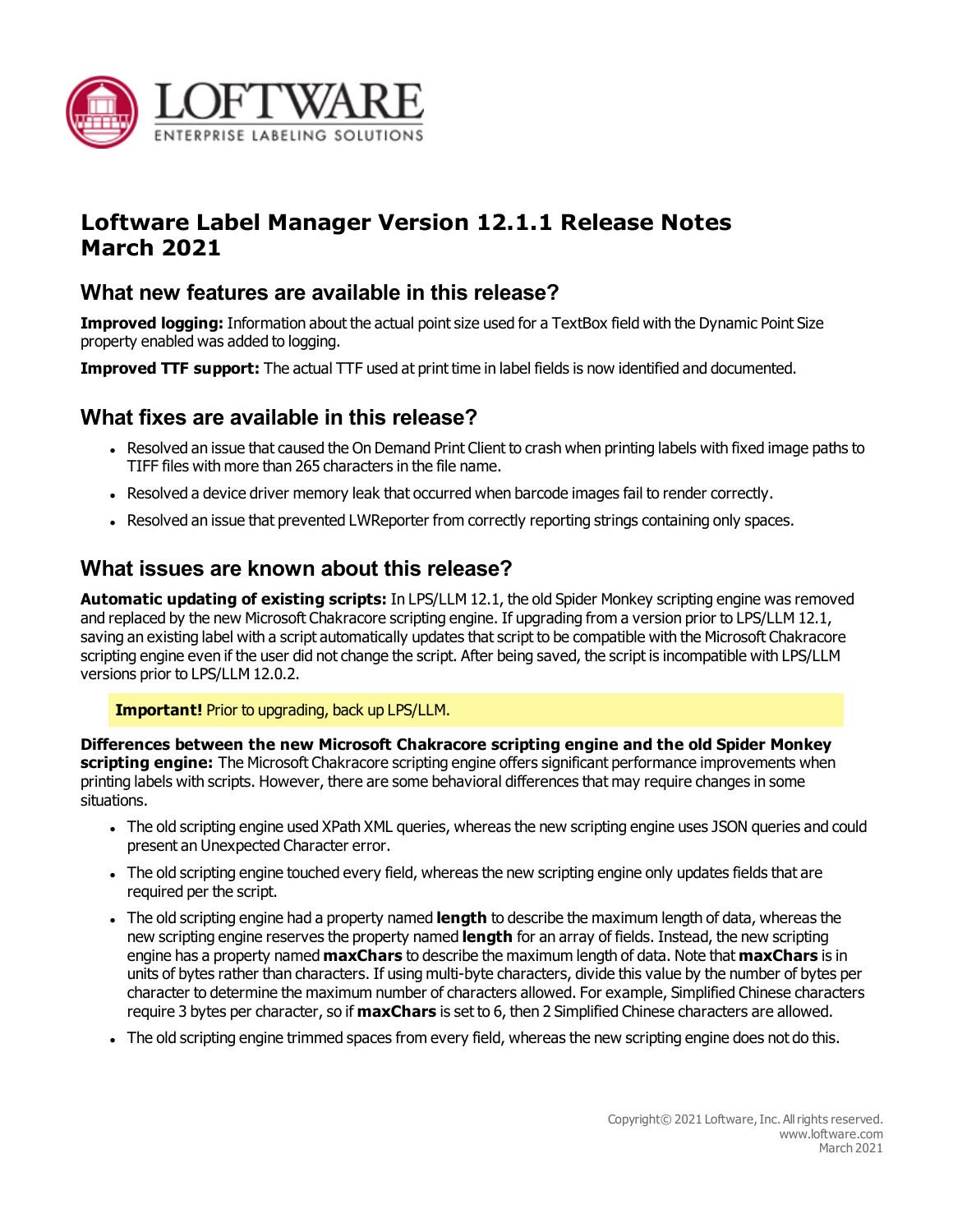# Loftware Label Manager Version 12.1.1 Release Notes March 2021

## What new features are available in this release?

**Improved logging:** Information about the actual point size used for a TextBox field with the Dynamic Point Size property enabled was added to logging.

**Improved TTF support:** The actual TTF used at print time in label fields is now identified and documented.

## What fixes are available in this release?

- Resolved an issue that caused the On Demand Print Client to crash when printing labels with fixed image paths to TIFF files with more than 265 characters in the file name.
- Resolved a device driver memory leak that occurred when barcode images fail to render correctly.
- Resolved an issue that prevented LWReporter from correctly reporting strings containing only spaces.

## What issues are known about this release?

**Automatic updating of existing scripts:** In LPS/LLM 12.1, the old Spider Monkey scripting engine was removed and replaced by the new Microsoft Chakracore scripting engine. If upgrading from a version prior to LPS/LLM 12.1, saving an existing label with a script automatically updates that script to be compatible with the Microsoft Chakracore scripting engine even if the user did not change the script. After being saved, the script is incompatible with LPS/LLM versions prior to LPS/LLM 12.0.2.

> **Important!** Prior to upgrading, back up LPS/LLM.

**Differences between the new Microsoft Chakracore scripting engine and the old Spider Monkey scripting engine:** The Microsoft Chakracore scripting engine offers significant performance improvements when printing labels with scripts. However, there are some behavioral differences that may require changes in some situations.

- The old scripting engine used XPath XML queries, whereas the new scripting engine uses JSON queries and could present an Unexpected Character error.
- The old scripting engine touched every field, whereas the new scripting engine only updates fields that are required per the script.
- The old scripting engine had a property named **length** to describe the maximum length of data, whereas the new scripting engine reserves the property named **length** for an array of fields. Instead, the new scripting engine has a property named **maxChars** to describe the maximum length of data. Note that **maxChars** is in units of bytes rather than characters. If using multi-byte characters, divide this value by the number of bytes per character to determine the maximum number of characters allowed. For example, Simplified Chinese characters require 3 bytes per character, so if **maxChars** is set to 6, then 2 Simplified Chinese characters are allowed.
- The old scripting engine trimmed spaces from every field, whereas the new scripting engine does not do this.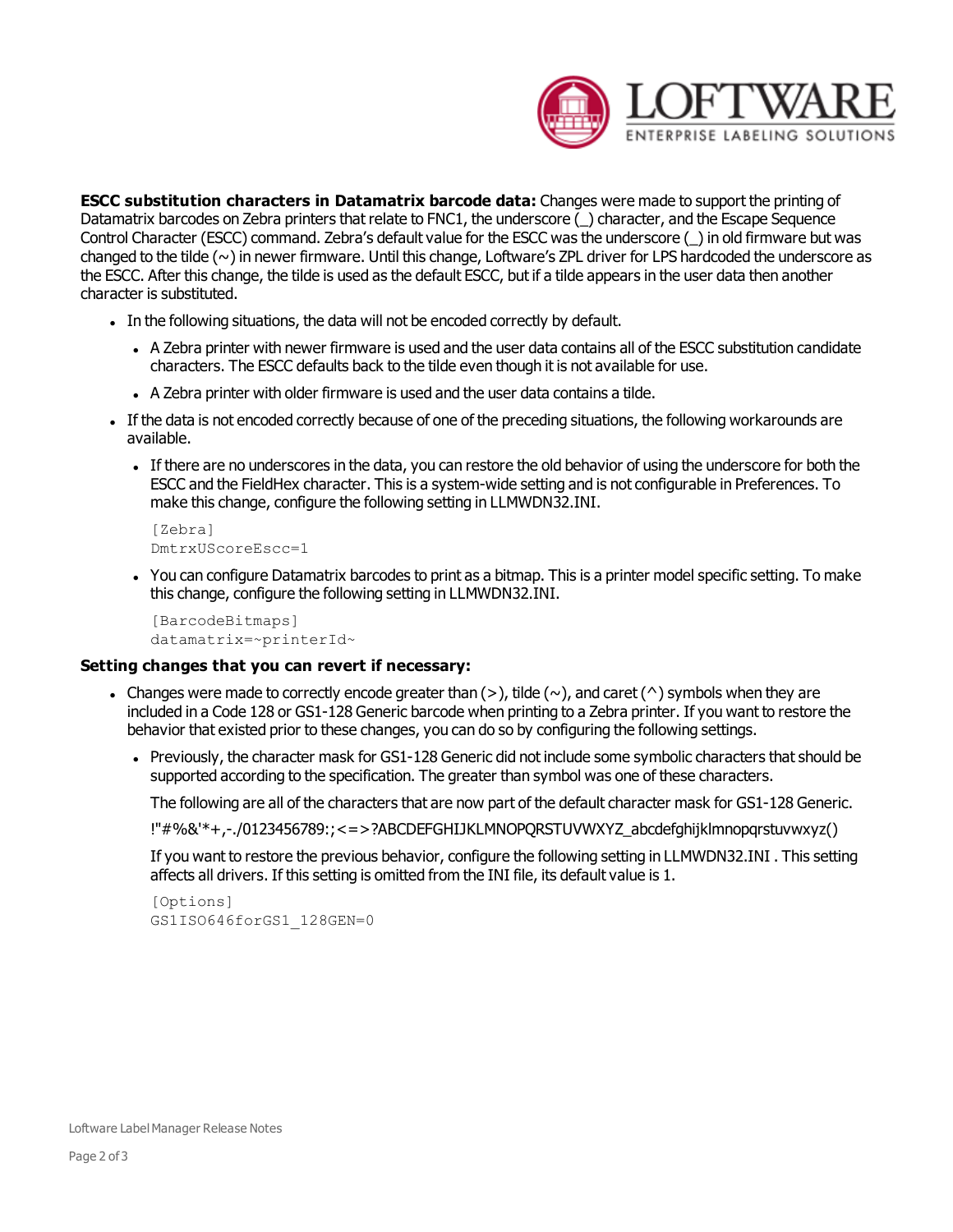**ESCC substitution characters in Datamatrix barcode data:** Changes were made to support the printing of Datamatrix barcodes on Zebra printers that relate to FNC1, the underscore (_) character, and the Escape Sequence Control Character (ESCC) command. Zebra's default value for the ESCC was the underscore (_) in old firmware but was changed to the tilde (~) in newer firmware. Until this change, Loftware's ZPL driver for LPS hardcoded the underscore as the ESCC. After this change, the tilde is used as the default ESCC, but if a tilde appears in the user data then another character is substituted.

- In the following situations, the data will not be encoded correctly by default.
  - A Zebra printer with newer firmware is used and the user data contains all of the ESCC substitution candidate characters. The ESCC defaults back to the tilde even though it is not available for use.
  - A Zebra printer with older firmware is used and the user data contains a tilde.
- If the data is not encoded correctly because of one of the preceding situations, the following workarounds are available.
  - If there are no underscores in the data, you can restore the old behavior of using the underscore for both the ESCC and the FieldHex character. This is a system-wide setting and is not configurable in Preferences. To make this change, configure the following setting in LLMWDN32.INI.

    ```
    [Zebra]
    DmtrxUScoreEscc=1
    ```

  - You can configure Datamatrix barcodes to print as a bitmap. This is a printer model specific setting. To make this change, configure the following setting in LLMWDN32.INI.

    ```
    [BarcodeBitmaps]
    datamatrix=~printerId~
    ```

**Setting changes that you can revert if necessary:**

- Changes were made to correctly encode greater than (>), tilde (~), and caret (^) symbols when they are included in a Code 128 or GS1-128 Generic barcode when printing to a Zebra printer. If you want to restore the behavior that existed prior to these changes, you can do so by configuring the following settings.
  - Previously, the character mask for GS1-128 Generic did not include some symbolic characters that should be supported according to the specification. The greater than symbol was one of these characters.

    The following are all of the characters that are now part of the default character mask for GS1-128 Generic.

    !"#%&'*+,-./0123456789:;<=>?ABCDEFGHIJKLMNOPQRSTUVWXYZ_abcdefghijklmnopqrstuvwxyz()

    If you want to restore the previous behavior, configure the following setting in LLMWDN32.INI . This setting affects all drivers. If this setting is omitted from the INI file, its default value is 1.

    ```
    [Options]
    GS1ISO646forGS1_128GEN=0
    ```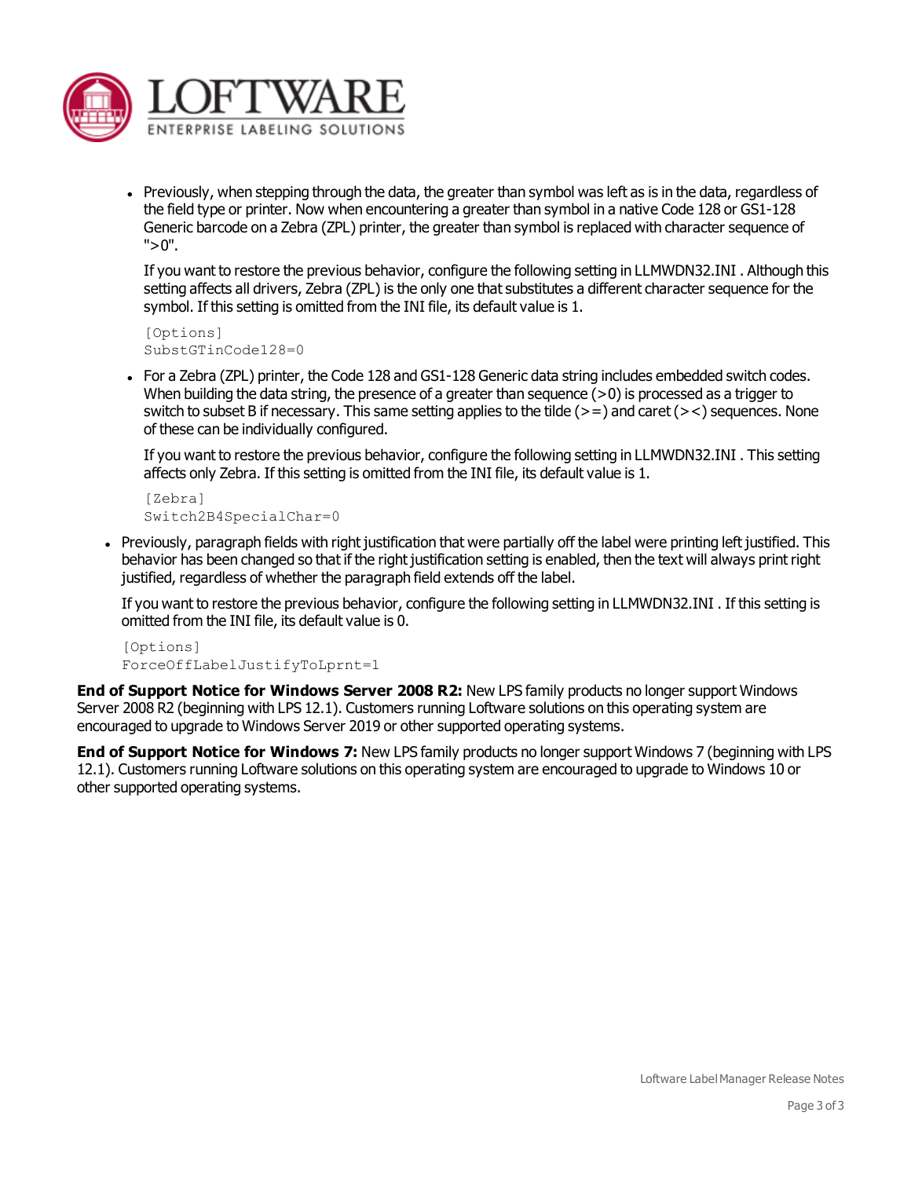- Previously, when stepping through the data, the greater than symbol was left as is in the data, regardless of the field type or printer. Now when encountering a greater than symbol in a native Code 128 or GS1-128 Generic barcode on a Zebra (ZPL) printer, the greater than symbol is replaced with character sequence of ">0".

    If you want to restore the previous behavior, configure the following setting in LLMWDN32.INI . Although this setting affects all drivers, Zebra (ZPL) is the only one that substitutes a different character sequence for the symbol. If this setting is omitted from the INI file, its default value is 1.

    ```
    [Options]
    SubstGTinCode128=0
    ```

  - For a Zebra (ZPL) printer, the Code 128 and GS1-128 Generic data string includes embedded switch codes. When building the data string, the presence of a greater than sequence (>0) is processed as a trigger to switch to subset B if necessary. This same setting applies to the tilde (>=) and caret (><) sequences. None of these can be individually configured.

    If you want to restore the previous behavior, configure the following setting in LLMWDN32.INI . This setting affects only Zebra. If this setting is omitted from the INI file, its default value is 1.

    ```
    [Zebra]
    Switch2B4SpecialChar=0
    ```

- Previously, paragraph fields with right justification that were partially off the label were printing left justified. This behavior has been changed so that if the right justification setting is enabled, then the text will always print right justified, regardless of whether the paragraph field extends off the label.

  If you want to restore the previous behavior, configure the following setting in LLMWDN32.INI . If this setting is omitted from the INI file, its default value is 0.

  ```
  [Options]
  ForceOffLabelJustifyToLprnt=1
  ```

**End of Support Notice for Windows Server 2008 R2:** New LPS family products no longer support Windows Server 2008 R2 (beginning with LPS 12.1). Customers running Loftware solutions on this operating system are encouraged to upgrade to Windows Server 2019 or other supported operating systems.

**End of Support Notice for Windows 7:** New LPS family products no longer support Windows 7 (beginning with LPS 12.1). Customers running Loftware solutions on this operating system are encouraged to upgrade to Windows 10 or other supported operating systems.